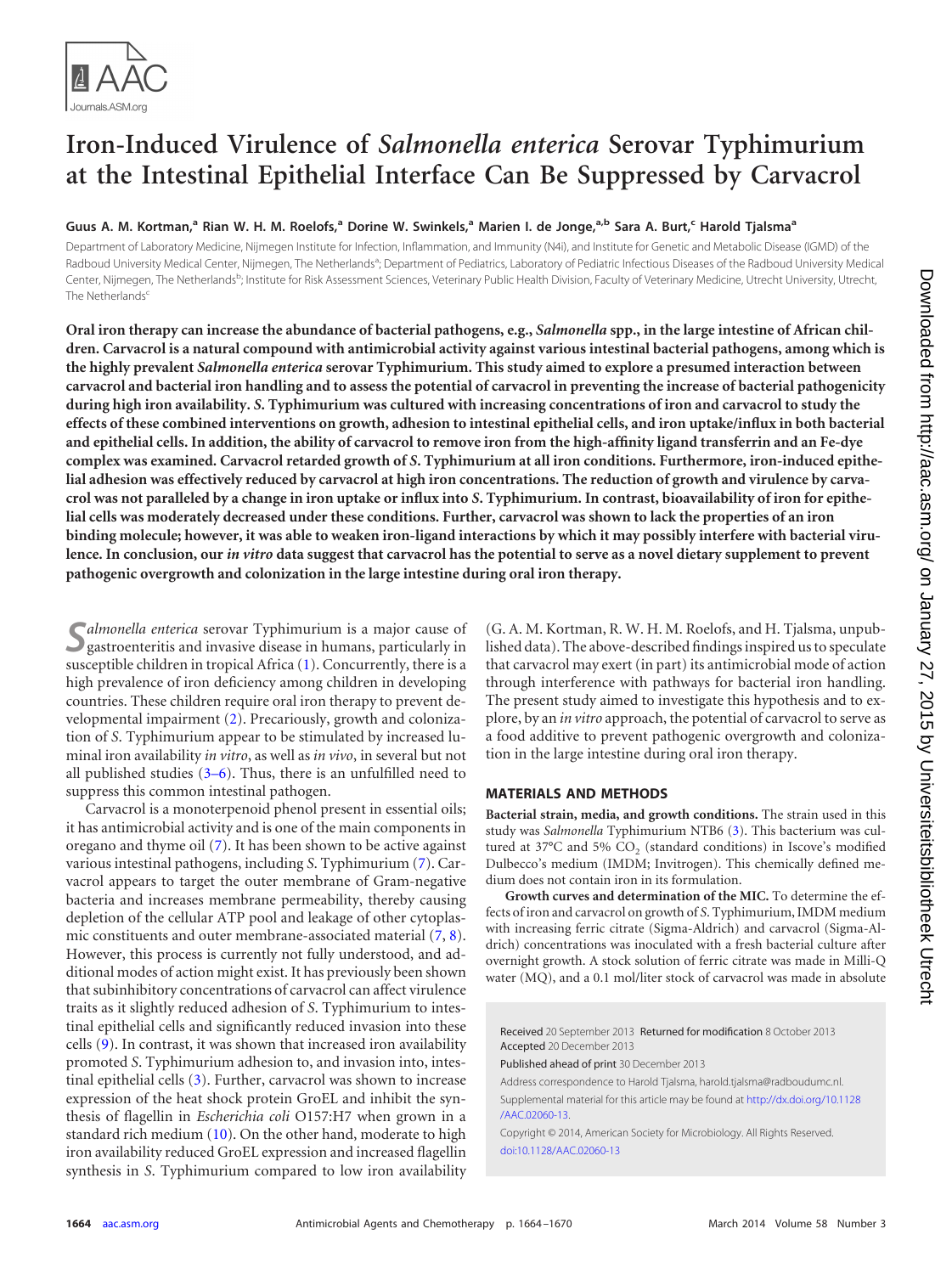# Iron-Induced Virulence of *Salmonella enterica* Serovar Typhimurium at the Intestinal Epithelial Interface Can Be Suppressed by Carvacrol

**Guus A. M. Kortman,[a] Rian W. H. M. Roelofs,[a] Dorine W. Swinkels,[a] Marien I. de Jonge,[a,b] Sara A. Burt,[c] Harold Tjalsma[a]**

Department of Laboratory Medicine, Nijmegen Institute for Infection, Inflammation, and Immunity (N4i), and Institute for Genetic and Metabolic Disease (IGMD) of the Radboud University Medical Center, Nijmegen, The Netherlands[a]; Department of Pediatrics, Laboratory of Pediatric Infectious Diseases of the Radboud University Medical Center, Nijmegen, The Netherlands[b]; Institute for Risk Assessment Sciences, Veterinary Public Health Division, Faculty of Veterinary Medicine, Utrecht University, Utrecht, The Netherlands[c]

**Oral iron therapy can increase the abundance of bacterial pathogens, e.g., *Salmonella* spp., in the large intestine of African children. Carvacrol is a natural compound with antimicrobial activity against various intestinal bacterial pathogens, among which is the highly prevalent *Salmonella enterica* serovar Typhimurium. This study aimed to explore a presumed interaction between carvacrol and bacterial iron handling and to assess the potential of carvacrol in preventing the increase of bacterial pathogenicity during high iron availability. *S.* Typhimurium was cultured with increasing concentrations of iron and carvacrol to study the effects of these combined interventions on growth, adhesion to intestinal epithelial cells, and iron uptake/influx in both bacterial and epithelial cells. In addition, the ability of carvacrol to remove iron from the high-affinity ligand transferrin and an Fe-dye complex was examined. Carvacrol retarded growth of *S.* Typhimurium at all iron conditions. Furthermore, iron-induced epithelial adhesion was effectively reduced by carvacrol at high iron concentrations. The reduction of growth and virulence by carvacrol was not paralleled by a change in iron uptake or influx into *S.* Typhimurium. In contrast, bioavailability of iron for epithelial cells was moderately decreased under these conditions. Further, carvacrol was shown to lack the properties of an iron binding molecule; however, it was able to weaken iron-ligand interactions by which it may possibly interfere with bacterial virulence. In conclusion, our *in vitro* data suggest that carvacrol has the potential to serve as a novel dietary supplement to prevent pathogenic overgrowth and colonization in the large intestine during oral iron therapy.**

*Salmonella enterica* serovar Typhimurium is a major cause of gastroenteritis and invasive disease in humans, particularly in susceptible children in tropical Africa (1). Concurrently, there is a high prevalence of iron deficiency among children in developing countries. These children require oral iron therapy to prevent developmental impairment (2). Precariously, growth and colonization of *S.* Typhimurium appear to be stimulated by increased luminal iron availability *in vitro*, as well as *in vivo*, in several but not all published studies (3–6). Thus, there is an unfulfilled need to suppress this common intestinal pathogen.

Carvacrol is a monoterpenoid phenol present in essential oils; it has antimicrobial activity and is one of the main components in oregano and thyme oil (7). It has been shown to be active against various intestinal pathogens, including *S.* Typhimurium (7). Carvacrol appears to target the outer membrane of Gram-negative bacteria and increases membrane permeability, thereby causing depletion of the cellular ATP pool and leakage of other cytoplasmic constituents and outer membrane-associated material (7, 8). However, this process is currently not fully understood, and additional modes of action might exist. It has previously been shown that subinhibitory concentrations of carvacrol can affect virulence traits as it slightly reduced adhesion of *S.* Typhimurium to intestinal epithelial cells and significantly reduced invasion into these cells (9). In contrast, it was shown that increased iron availability promoted *S.* Typhimurium adhesion to, and invasion into, intestinal epithelial cells (3). Further, carvacrol was shown to increase expression of the heat shock protein GroEL and inhibit the synthesis of flagellin in *Escherichia coli* O157:H7 when grown in a standard rich medium (10). On the other hand, moderate to high iron availability reduced GroEL expression and increased flagellin synthesis in *S.* Typhimurium compared to low iron availability (G. A. M. Kortman, R. W. H. M. Roelofs, and H. Tjalsma, unpublished data). The above-described findings inspired us to speculate that carvacrol may exert (in part) its antimicrobial mode of action through interference with pathways for bacterial iron handling. The present study aimed to investigate this hypothesis and to explore, by an *in vitro* approach, the potential of carvacrol to serve as a food additive to prevent pathogenic overgrowth and colonization in the large intestine during oral iron therapy.

## MATERIALS AND METHODS

**Bacterial strain, media, and growth conditions.** The strain used in this study was *Salmonella* Typhimurium NTB6 (3). This bacterium was cultured at 37°C and 5% $CO_2$ (standard conditions) in Iscove's modified Dulbecco's medium (IMDM; Invitrogen). This chemically defined medium does not contain iron in its formulation.

**Growth curves and determination of the MIC.** To determine the effects of iron and carvacrol on growth of *S.* Typhimurium, IMDM medium with increasing ferric citrate (Sigma-Aldrich) and carvacrol (Sigma-Aldrich) concentrations was inoculated with a fresh bacterial culture after overnight growth. A stock solution of ferric citrate was made in Milli-Q water (MQ), and a 0.1 mol/liter stock of carvacrol was made in absolute

Received 20 September 2013 Returned for modification 8 October 2013
Accepted 20 December 2013

Published ahead of print 30 December 2013

Address correspondence to Harold Tjalsma, harold.tjalsma@radboudumc.nl.

Supplemental material for this article may be found at http://dx.doi.org/10.1128/AAC.02060-13.

Copyright © 2014, American Society for Microbiology. All Rights Reserved.

doi:10.1128/AAC.02060-13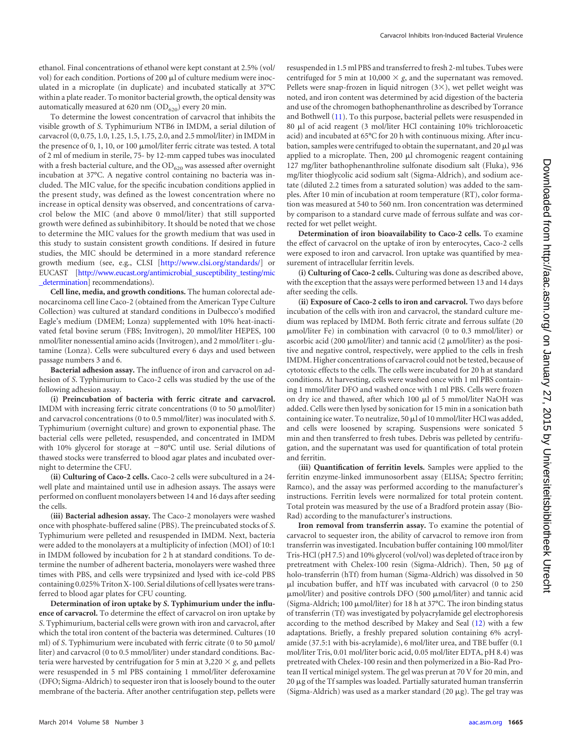ethanol. Final concentrations of ethanol were kept constant at 2.5% (vol/vol) for each condition. Portions of 200 μl of culture medium were inoculated in a microplate (in duplicate) and incubated statically at 37°C within a plate reader. To monitor bacterial growth, the optical density was automatically measured at 620 nm ($OD_{620}$) every 20 min.

To determine the lowest concentration of carvacrol that inhibits the visible growth of *S.* Typhimurium NTB6 in IMDM, a serial dilution of carvacrol (0, 0.75, 1.0, 1.25, 1.5, 1.75, 2.0, and 2.5 mmol/liter) in IMDM in the presence of 0, 1, 10, or 100 μmol/liter ferric citrate was tested. A total of 2 ml of medium in sterile, 75- by 12-mm capped tubes was inoculated with a fresh bacterial culture, and the $OD_{620}$ was assessed after overnight incubation at 37°C. A negative control containing no bacteria was included. The MIC value, for the specific incubation conditions applied in the present study, was defined as the lowest concentration where no increase in optical density was observed, and concentrations of carvacrol below the MIC (and above 0 mmol/liter) that still supported growth were defined as subinhibitory. It should be noted that we chose to determine the MIC values for the growth medium that was used in this study to sustain consistent growth conditions. If desired in future studies, the MIC should be determined in a more standard reference growth medium (see, e.g., CLSI [http://www.clsi.org/standards/] or EUCAST [http://www.eucast.org/antimicrobial_susceptibility_testing/mic_determination] recommendations).

**Cell line, media, and growth conditions.** The human colorectal adenocarcinoma cell line Caco-2 (obtained from the American Type Culture Collection) was cultured at standard conditions in Dulbecco's modified Eagle's medium (DMEM; Lonza) supplemented with 10% heat-inactivated fetal bovine serum (FBS; Invitrogen), 20 mmol/liter HEPES, 100 nmol/liter nonessential amino acids (Invitrogen), and 2 mmol/liter L-glutamine (Lonza). Cells were subcultured every 6 days and used between passage numbers 3 and 6.

**Bacterial adhesion assay.** The influence of iron and carvacrol on adhesion of *S.* Typhimurium to Caco-2 cells was studied by the use of the following adhesion assay.

**(i) Preincubation of bacteria with ferric citrate and carvacrol.** IMDM with increasing ferric citrate concentrations (0 to 50 μmol/liter) and carvacrol concentrations (0 to 0.5 mmol/liter) was inoculated with *S.* Typhimurium (overnight culture) and grown to exponential phase. The bacterial cells were pelleted, resuspended, and concentrated in IMDM with 10% glycerol for storage at −80°C until use. Serial dilutions of thawed stocks were transferred to blood agar plates and incubated overnight to determine the CFU.

**(ii) Culturing of Caco-2 cells.** Caco-2 cells were subcultured in a 24-well plate and maintained until use in adhesion assays. The assays were performed on confluent monolayers between 14 and 16 days after seeding the cells.

**(iii) Bacterial adhesion assay.** The Caco-2 monolayers were washed once with phosphate-buffered saline (PBS). The preincubated stocks of *S.* Typhimurium were pelleted and resuspended in IMDM. Next, bacteria were added to the monolayers at a multiplicity of infection (MOI) of 10:1 in IMDM followed by incubation for 2 h at standard conditions. To determine the number of adherent bacteria, monolayers were washed three times with PBS, and cells were trypsinized and lysed with ice-cold PBS containing 0.025% Triton X-100. Serial dilutions of cell lysates were transferred to blood agar plates for CFU counting.

**Determination of iron uptake by *S.* Typhimurium under the influence of carvacrol.** To determine the effect of carvacrol on iron uptake by *S.* Typhimurium, bacterial cells were grown with iron and carvacrol, after which the total iron content of the bacteria was determined. Cultures (10 ml) of *S.* Typhimurium were incubated with ferric citrate (0 to 50 μmol/liter) and carvacrol (0 to 0.5 mmol/liter) under standard conditions. Bacteria were harvested by centrifugation for 5 min at 3,220 × *g*, and pellets were resuspended in 5 ml PBS containing 1 mmol/liter deferoxamine (DFO; Sigma-Aldrich) to sequester iron that is loosely bound to the outer membrane of the bacteria. After another centrifugation step, pellets were resuspended in 1.5 ml PBS and transferred to fresh 2-ml tubes. Tubes were centrifuged for 5 min at 10,000 × *g*, and the supernatant was removed. Pellets were snap-frozen in liquid nitrogen (3×), wet pellet weight was noted, and iron content was determined by acid digestion of the bacteria and use of the chromogen bathophenanthroline as described by Torrance and Bothwell (11). To this purpose, bacterial pellets were resuspended in 80 μl of acid reagent (3 mol/liter HCl containing 10% trichloroacetic acid) and incubated at 65°C for 20 h with continuous mixing. After incubation, samples were centrifuged to obtain the supernatant, and 20 μl was applied to a microplate. Then, 200 μl chromogenic reagent containing 127 mg/liter bathophenanthroline sulfonate disodium salt (Fluka), 936 mg/liter thioglycolic acid sodium salt (Sigma-Aldrich), and sodium acetate (diluted 2.2 times from a saturated solution) was added to the samples. After 10 min of incubation at room temperature (RT), color formation was measured at 540 to 560 nm. Iron concentration was determined by comparison to a standard curve made of ferrous sulfate and was corrected for wet pellet weight.

**Determination of iron bioavailability to Caco-2 cells.** To examine the effect of carvacrol on the uptake of iron by enterocytes, Caco-2 cells were exposed to iron and carvacrol. Iron uptake was quantified by measurement of intracellular ferritin levels.

**(i) Culturing of Caco-2 cells.** Culturing was done as described above, with the exception that the assays were performed between 13 and 14 days after seeding the cells.

**(ii) Exposure of Caco-2 cells to iron and carvacrol.** Two days before incubation of the cells with iron and carvacrol, the standard culture medium was replaced by IMDM. Both ferric citrate and ferrous sulfate (20 μmol/liter Fe) in combination with carvacrol (0 to 0.3 mmol/liter) or ascorbic acid (200 μmol/liter) and tannic acid (2 μmol/liter) as the positive and negative control, respectively, were applied to the cells in fresh IMDM. Higher concentrations of carvacrol could not be tested, because of cytotoxic effects to the cells. The cells were incubated for 20 h at standard conditions. At harvesting, cells were washed once with 1 ml PBS containing 1 mmol/liter DFO and washed once with 1 ml PBS. Cells were frozen on dry ice and thawed, after which 100 μl of 5 mmol/liter NaOH was added. Cells were then lysed by sonication for 15 min in a sonication bath containing ice water. To neutralize, 50 μl of 10 mmol/liter HCl was added, and cells were loosened by scraping. Suspensions were sonicated 5 min and then transferred to fresh tubes. Debris was pelleted by centrifugation, and the supernatant was used for quantification of total protein and ferritin.

**(iii) Quantification of ferritin levels.** Samples were applied to the ferritin enzyme-linked immunosorbent assay (ELISA; Spectro ferritin; Ramco), and the assay was performed according to the manufacturer's instructions. Ferritin levels were normalized for total protein content. Total protein was measured by the use of a Bradford protein assay (Bio-Rad) according to the manufacturer's instructions.

**Iron removal from transferrin assay.** To examine the potential of carvacrol to sequester iron, the ability of carvacrol to remove iron from transferrin was investigated. Incubation buffer containing 100 mmol/liter Tris-HCl (pH 7.5) and 10% glycerol (vol/vol) was depleted of trace iron by pretreatment with Chelex-100 resin (Sigma-Aldrich). Then, 50 μg of holo-transferrin (hTf) from human (Sigma-Aldrich) was dissolved in 50 μl incubation buffer, and hTf was incubated with carvacrol (0 to 250 μmol/liter) and positive controls DFO (500 μmol/liter) and tannic acid (Sigma-Aldrich; 100 μmol/liter) for 18 h at 37°C. The iron binding status of transferrin (Tf) was investigated by polyacrylamide gel electrophoresis according to the method described by Makey and Seal (12) with a few adaptations. Briefly, a freshly prepared solution containing 6% acrylamide (37.5:1 with bis-acrylamide), 6 mol/liter urea, and TBE buffer (0.1 mol/liter Tris, 0.01 mol/liter boric acid, 0.05 mol/liter EDTA, pH 8.4) was pretreated with Chelex-100 resin and then polymerized in a Bio-Rad Protean II vertical minigel system. The gel was prerun at 70 V for 20 min, and 20 μg of the Tf samples was loaded. Partially saturated human transferrin (Sigma-Aldrich) was used as a marker standard (20 μg). The gel tray was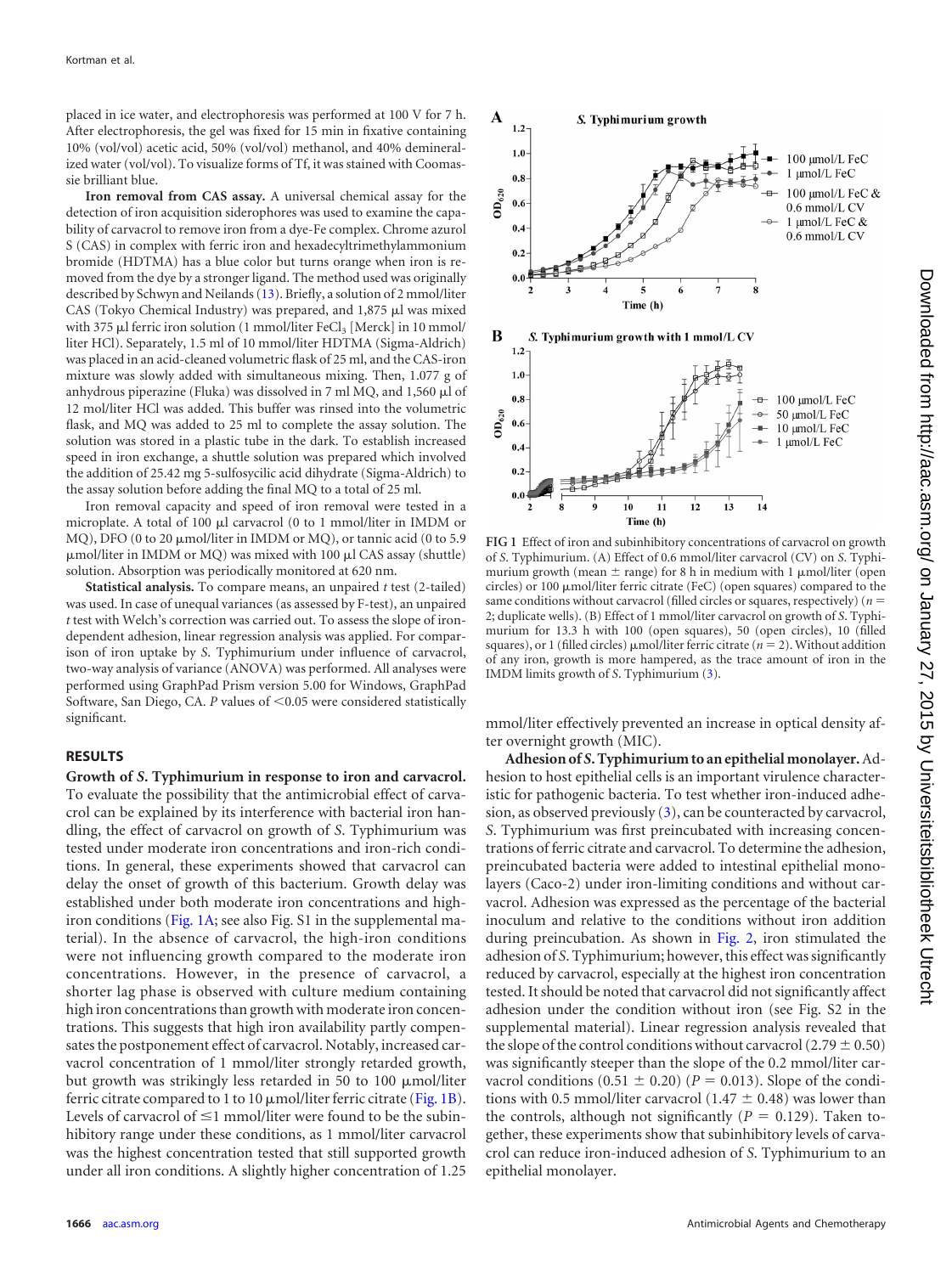placed in ice water, and electrophoresis was performed at 100 V for 7 h. After electrophoresis, the gel was fixed for 15 min in fixative containing 10% (vol/vol) acetic acid, 50% (vol/vol) methanol, and 40% demineralized water (vol/vol). To visualize forms of Tf, it was stained with Coomassie brilliant blue.

**Iron removal from CAS assay.** A universal chemical assay for the detection of iron acquisition siderophores was used to examine the capability of carvacrol to remove iron from a dye-Fe complex. Chrome azurol S (CAS) in complex with ferric iron and hexadecyltrimethylammonium bromide (HDTMA) has a blue color but turns orange when iron is removed from the dye by a stronger ligand. The method used was originally described by Schwyn and Neilands (13). Briefly, a solution of 2 mmol/liter CAS (Tokyo Chemical Industry) was prepared, and 1,875 μl was mixed with 375 μl ferric iron solution (1 mmol/liter $FeCl_3$ [Merck] in 10 mmol/liter HCl). Separately, 1.5 ml of 10 mmol/liter HDTMA (Sigma-Aldrich) was placed in an acid-cleaned volumetric flask of 25 ml, and the CAS-iron mixture was slowly added with simultaneous mixing. Then, 1.077 g of anhydrous piperazine (Fluka) was dissolved in 7 ml MQ, and 1,560 μl of 12 mol/liter HCl was added. This buffer was rinsed into the volumetric flask, and MQ was added to 25 ml to complete the assay solution. The solution was stored in a plastic tube in the dark. To establish increased speed in iron exchange, a shuttle solution was prepared which involved the addition of 25.42 mg 5-sulfosycilic acid dihydrate (Sigma-Aldrich) to the assay solution before adding the final MQ to a total of 25 ml.

Iron removal capacity and speed of iron removal were tested in a microplate. A total of 100 μl carvacrol (0 to 1 mmol/liter in IMDM or MQ), DFO (0 to 20 μmol/liter in IMDM or MQ), or tannic acid (0 to 5.9 μmol/liter in IMDM or MQ) was mixed with 100 μl CAS assay (shuttle) solution. Absorption was periodically monitored at 620 nm.

**Statistical analysis.** To compare means, an unpaired *t* test (2-tailed) was used. In case of unequal variances (as assessed by F-test), an unpaired *t* test with Welch's correction was carried out. To assess the slope of iron-dependent adhesion, linear regression analysis was applied. For comparison of iron uptake by *S.* Typhimurium under influence of carvacrol, two-way analysis of variance (ANOVA) was performed. All analyses were performed using GraphPad Prism version 5.00 for Windows, GraphPad Software, San Diego, CA. *P* values of <0.05 were considered statistically significant.

## RESULTS

**Growth of *S.* Typhimurium in response to iron and carvacrol.** To evaluate the possibility that the antimicrobial effect of carvacrol can be explained by its interference with bacterial iron handling, the effect of carvacrol on growth of *S.* Typhimurium was tested under moderate iron concentrations and iron-rich conditions. In general, these experiments showed that carvacrol can delay the onset of growth of this bacterium. Growth delay was established under both moderate iron concentrations and high-iron conditions (Fig. 1A; see also Fig. S1 in the supplemental material). In the absence of carvacrol, the high-iron conditions were not influencing growth compared to the moderate iron concentrations. However, in the presence of carvacrol, a shorter lag phase is observed with culture medium containing high iron concentrations than growth with moderate iron concentrations. This suggests that high iron availability partly compensates the postponement effect of carvacrol. Notably, increased carvacrol concentration of 1 mmol/liter strongly retarded growth, but growth was strikingly less retarded in 50 to 100 μmol/liter ferric citrate compared to 1 to 10 μmol/liter ferric citrate (Fig. 1B). Levels of carvacrol of ≤1 mmol/liter were found to be the subinhibitory range under these conditions, as 1 mmol/liter carvacrol was the highest concentration tested that still supported growth under all iron conditions. A slightly higher concentration of 1.25 mmol/liter effectively prevented an increase in optical density after overnight growth (MIC).

FIG 1 Effect of iron and subinhibitory concentrations of carvacrol on growth of *S.* Typhimurium. (A) Effect of 0.6 mmol/liter carvacrol (CV) on *S.* Typhimurium growth (mean ± range) for 8 h in medium with 1 μmol/liter (open circles) or 100 μmol/liter ferric citrate (FeC) (open squares) compared to the same conditions without carvacrol (filled circles or squares, respectively) (*n* = 2; duplicate wells). (B) Effect of 1 mmol/liter carvacrol on growth of *S.* Typhimurium for 13.3 h with 100 (open squares), 50 (open circles), 10 (filled squares), or 1 (filled circles) μmol/liter ferric citrate (*n* = 2). Without addition of any iron, growth is more hampered, as the trace amount of iron in the IMDM limits growth of *S.* Typhimurium (3).

**Adhesion of *S.* Typhimurium to an epithelial monolayer.** Adhesion to host epithelial cells is an important virulence characteristic for pathogenic bacteria. To test whether iron-induced adhesion, as observed previously (3), can be counteracted by carvacrol, *S.* Typhimurium was first preincubated with increasing concentrations of ferric citrate and carvacrol. To determine the adhesion, preincubated bacteria were added to intestinal epithelial monolayers (Caco-2) under iron-limiting conditions and without carvacrol. Adhesion was expressed as the percentage of the bacterial inoculum and relative to the conditions without iron addition during preincubation. As shown in Fig. 2, iron stimulated the adhesion of *S.* Typhimurium; however, this effect was significantly reduced by carvacrol, especially at the highest iron concentration tested. It should be noted that carvacrol did not significantly affect adhesion under the condition without iron (see Fig. S2 in the supplemental material). Linear regression analysis revealed that the slope of the control conditions without carvacrol (2.79 ± 0.50) was significantly steeper than the slope of the 0.2 mmol/liter carvacrol conditions (0.51 ± 0.20) (*P* = 0.013). Slope of the conditions with 0.5 mmol/liter carvacrol (1.47 ± 0.48) was lower than the controls, although not significantly (*P* = 0.129). Taken together, these experiments show that subinhibitory levels of carvacrol can reduce iron-induced adhesion of *S.* Typhimurium to an epithelial monolayer.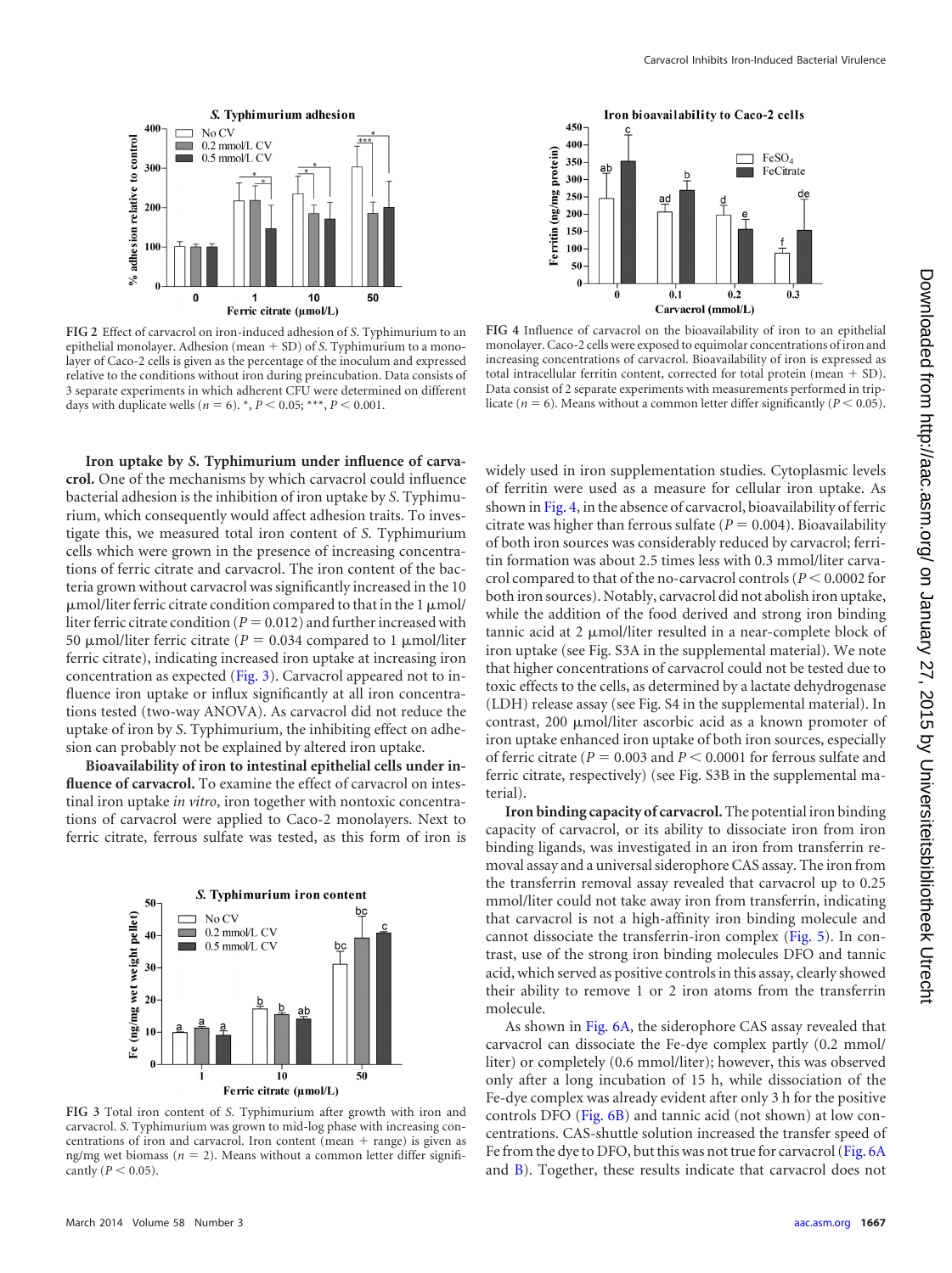FIG 2 Effect of carvacrol on iron-induced adhesion of *S.* Typhimurium to an epithelial monolayer. Adhesion (mean + SD) of *S.* Typhimurium to a monolayer of Caco-2 cells is given as the percentage of the inoculum and expressed relative to the conditions without iron during preincubation. Data consists of 3 separate experiments in which adherent CFU were determined on different days with duplicate wells ($n = 6$). *, $P < 0.05$; ***, $P < 0.001$.

FIG 4 Influence of carvacrol on the bioavailability of iron to an epithelial monolayer. Caco-2 cells were exposed to equimolar concentrations of iron and increasing concentrations of carvacrol. Bioavailability of iron is expressed as total intracellular ferritin content, corrected for total protein (mean + SD). Data consist of 2 separate experiments with measurements performed in triplicate ($n = 6$). Means without a common letter differ significantly ($P < 0.05$).

**Iron uptake by *S.* Typhimurium under influence of carvacrol.** One of the mechanisms by which carvacrol could influence bacterial adhesion is the inhibition of iron uptake by *S.* Typhimurium, which consequently would affect adhesion traits. To investigate this, we measured total iron content of *S.* Typhimurium cells which were grown in the presence of increasing concentrations of ferric citrate and carvacrol. The iron content of the bacteria grown without carvacrol was significantly increased in the 10 μmol/liter ferric citrate condition compared to that in the 1 μmol/liter ferric citrate condition ($P = 0.012$) and further increased with 50 μmol/liter ferric citrate ($P = 0.034$ compared to 1 μmol/liter ferric citrate), indicating increased iron uptake at increasing iron concentration as expected (Fig. 3). Carvacrol appeared not to influence iron uptake or influx significantly at all iron concentrations tested (two-way ANOVA). As carvacrol did not reduce the uptake of iron by *S.* Typhimurium, the inhibiting effect on adhesion can probably not be explained by altered iron uptake.

**Bioavailability of iron to intestinal epithelial cells under influence of carvacrol.** To examine the effect of carvacrol on intestinal iron uptake *in vitro*, iron together with nontoxic concentrations of carvacrol were applied to Caco-2 monolayers. Next to ferric citrate, ferrous sulfate was tested, as this form of iron is widely used in iron supplementation studies. Cytoplasmic levels of ferritin were used as a measure for cellular iron uptake. As shown in Fig. 4, in the absence of carvacrol, bioavailability of ferric citrate was higher than ferrous sulfate ($P = 0.004$). Bioavailability of both iron sources was considerably reduced by carvacrol; ferritin formation was about 2.5 times less with 0.3 mmol/liter carvacrol compared to that of the no-carvacrol controls ($P < 0.0002$ for both iron sources). Notably, carvacrol did not abolish iron uptake, while the addition of the food derived and strong iron binding tannic acid at 2 μmol/liter resulted in a near-complete block of iron uptake (see Fig. S3A in the supplemental material). We note that higher concentrations of carvacrol could not be tested due to toxic effects to the cells, as determined by a lactate dehydrogenase (LDH) release assay (see Fig. S4 in the supplemental material). In contrast, 200 μmol/liter ascorbic acid as a known promoter of iron uptake enhanced iron uptake of both iron sources, especially of ferric citrate ($P = 0.003$ and $P < 0.0001$ for ferrous sulfate and ferric citrate, respectively) (see Fig. S3B in the supplemental material).

FIG 3 Total iron content of *S.* Typhimurium after growth with iron and carvacrol. *S.* Typhimurium was grown to mid-log phase with increasing concentrations of iron and carvacrol. Iron content (mean + range) is given as ng/mg wet biomass ($n = 2$). Means without a common letter differ significantly ($P < 0.05$).

**Iron binding capacity of carvacrol.** The potential iron binding capacity of carvacrol, or its ability to dissociate iron from iron binding ligands, was investigated in an iron from transferrin removal assay and a universal siderophore CAS assay. The iron from the transferrin removal assay revealed that carvacrol up to 0.25 mmol/liter could not take away iron from transferrin, indicating that carvacrol is not a high-affinity iron binding molecule and cannot dissociate the transferrin-iron complex (Fig. 5). In contrast, use of the strong iron binding molecules DFO and tannic acid, which served as positive controls in this assay, clearly showed their ability to remove 1 or 2 iron atoms from the transferrin molecule.

As shown in Fig. 6A, the siderophore CAS assay revealed that carvacrol can dissociate the Fe-dye complex partly (0.2 mmol/liter) or completely (0.6 mmol/liter); however, this was observed only after a long incubation of 15 h, while dissociation of the Fe-dye complex was already evident after only 3 h for the positive controls DFO (Fig. 6B) and tannic acid (not shown) at low concentrations. CAS-shuttle solution increased the transfer speed of Fe from the dye to DFO, but this was not true for carvacrol (Fig. 6A and B). Together, these results indicate that carvacrol does not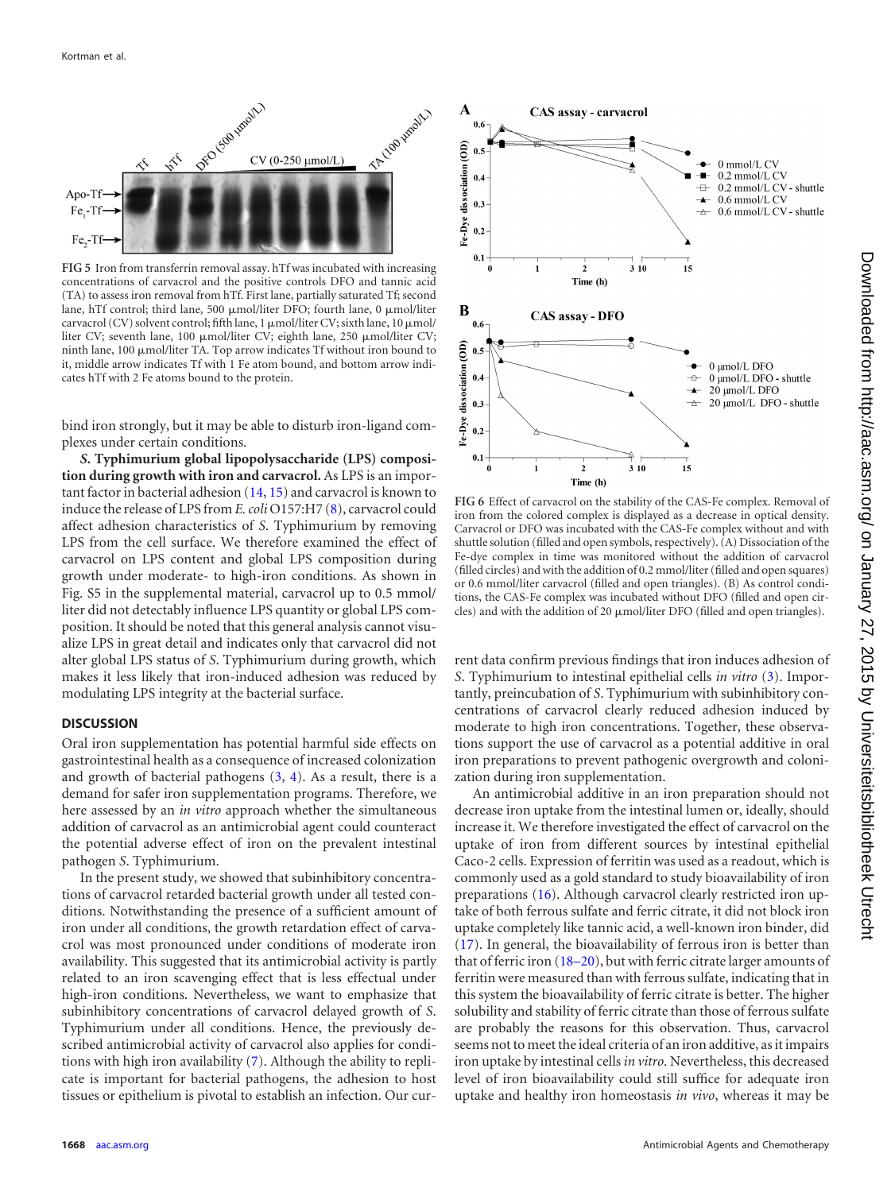Apo-Tf
$Fe_1$-Tf
$Fe_2$-Tf
Tf
hTf
DFO (500 µmol/L)
CV (0-250 µmol/L)
TA (100 µmol/L)

FIG 5 Iron from transferrin removal assay. hTf was incubated with increasing concentrations of carvacrol and the positive controls DFO and tannic acid (TA) to assess iron removal from hTf. First lane, partially saturated Tf; second lane, hTf control; third lane, 500 μmol/liter DFO; fourth lane, 0 μmol/liter carvacrol (CV) solvent control; fifth lane, 1 μmol/liter CV; sixth lane, 10 μmol/liter CV; seventh lane, 100 μmol/liter CV; eighth lane, 250 μmol/liter CV; ninth lane, 100 μmol/liter TA. Top arrow indicates Tf without iron bound to it, middle arrow indicates Tf with 1 Fe atom bound, and bottom arrow indicates hTf with 2 Fe atoms bound to the protein.

A
CAS assay - carvacrol
Fe-Dye dissociation (OD)
0.6
0.5
0.4
0.3
0.2
0.1
0
1
2
3
10
15
Time (h)
0 mmol/L CV
0.2 mmol/L CV
0.2 mmol/L CV - shuttle
0.6 mmol/L CV
0.6 mmol/L CV - shuttle

B
CAS assay - DFO
Fe-Dye dissociation (OD)
0.6
0.5
0.4
0.3
0.2
0.1
0
1
2
3
10
15
Time (h)
0 µmol/L DFO
0 µmol/L DFO - shuttle
20 µmol/L DFO
20 µmol/L DFO - shuttle

FIG 6 Effect of carvacrol on the stability of the CAS-Fe complex. Removal of iron from the colored complex is displayed as a decrease in optical density. Carvacrol or DFO was incubated with the CAS-Fe complex without and with shuttle solution (filled and open symbols, respectively). (A) Dissociation of the Fe-dye complex in time was monitored without the addition of carvacrol (filled circles) and with the addition of 0.2 mmol/liter (filled and open squares) or 0.6 mmol/liter carvacrol (filled and open triangles). (B) As control conditions, the CAS-Fe complex was incubated without DFO (filled and open circles) and with the addition of 20 μmol/liter DFO (filled and open triangles).

bind iron strongly, but it may be able to disturb iron-ligand complexes under certain conditions.

***S.* Typhimurium global lipopolysaccharide (LPS) composition during growth with iron and carvacrol.** As LPS is an important factor in bacterial adhesion (14, 15) and carvacrol is known to induce the release of LPS from *E. coli* O157:H7 (8), carvacrol could affect adhesion characteristics of *S.* Typhimurium by removing LPS from the cell surface. We therefore examined the effect of carvacrol on LPS content and global LPS composition during growth under moderate- to high-iron conditions. As shown in Fig. S5 in the supplemental material, carvacrol up to 0.5 mmol/liter did not detectably influence LPS quantity or global LPS composition. It should be noted that this general analysis cannot visualize LPS in great detail and indicates only that carvacrol did not alter global LPS status of *S.* Typhimurium during growth, which makes it less likely that iron-induced adhesion was reduced by modulating LPS integrity at the bacterial surface.

## DISCUSSION

Oral iron supplementation has potential harmful side effects on gastrointestinal health as a consequence of increased colonization and growth of bacterial pathogens (3, 4). As a result, there is a demand for safer iron supplementation programs. Therefore, we here assessed by an *in vitro* approach whether the simultaneous addition of carvacrol as an antimicrobial agent could counteract the potential adverse effect of iron on the prevalent intestinal pathogen *S.* Typhimurium.

In the present study, we showed that subinhibitory concentrations of carvacrol retarded bacterial growth under all tested conditions. Notwithstanding the presence of a sufficient amount of iron under all conditions, the growth retardation effect of carvacrol was most pronounced under conditions of moderate iron availability. This suggested that its antimicrobial activity is partly related to an iron scavenging effect that is less effectual under high-iron conditions. Nevertheless, we want to emphasize that subinhibitory concentrations of carvacrol delayed growth of *S.* Typhimurium under all conditions. Hence, the previously described antimicrobial activity of carvacrol also applies for conditions with high iron availability (7). Although the ability to replicate is important for bacterial pathogens, the adhesion to host tissues or epithelium is pivotal to establish an infection. Our current data confirm previous findings that iron induces adhesion of *S.* Typhimurium to intestinal epithelial cells *in vitro* (3). Importantly, preincubation of *S.* Typhimurium with subinhibitory concentrations of carvacrol clearly reduced adhesion induced by moderate to high iron concentrations. Together, these observations support the use of carvacrol as a potential additive in oral iron preparations to prevent pathogenic overgrowth and colonization during iron supplementation.

An antimicrobial additive in an iron preparation should not decrease iron uptake from the intestinal lumen or, ideally, should increase it. We therefore investigated the effect of carvacrol on the uptake of iron from different sources by intestinal epithelial Caco-2 cells. Expression of ferritin was used as a readout, which is commonly used as a gold standard to study bioavailability of iron preparations (16). Although carvacrol clearly restricted iron uptake of both ferrous sulfate and ferric citrate, it did not block iron uptake completely like tannic acid, a well-known iron binder, did (17). In general, the bioavailability of ferrous iron is better than that of ferric iron (18–20), but with ferric citrate larger amounts of ferritin were measured than with ferrous sulfate, indicating that in this system the bioavailability of ferric citrate is better. The higher solubility and stability of ferric citrate than those of ferrous sulfate are probably the reasons for this observation. Thus, carvacrol seems not to meet the ideal criteria of an iron additive, as it impairs iron uptake by intestinal cells *in vitro*. Nevertheless, this decreased level of iron bioavailability could still suffice for adequate iron uptake and healthy iron homeostasis *in vivo*, whereas it may be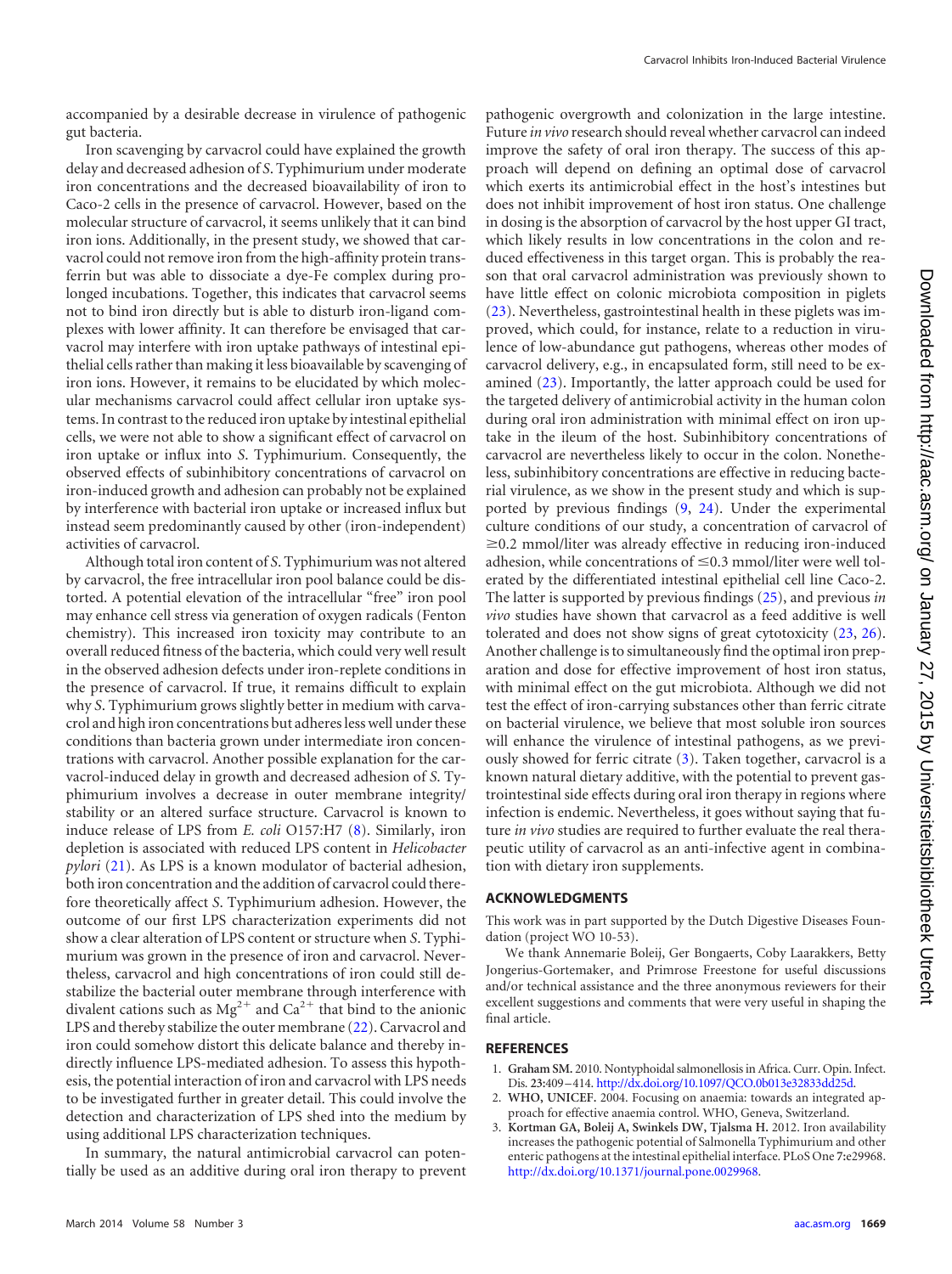accompanied by a desirable decrease in virulence of pathogenic gut bacteria.

Iron scavenging by carvacrol could have explained the growth delay and decreased adhesion of *S*. Typhimurium under moderate iron concentrations and the decreased bioavailability of iron to Caco-2 cells in the presence of carvacrol. However, based on the molecular structure of carvacrol, it seems unlikely that it can bind iron ions. Additionally, in the present study, we showed that carvacrol could not remove iron from the high-affinity protein transferrin but was able to dissociate a dye-Fe complex during prolonged incubations. Together, this indicates that carvacrol seems not to bind iron directly but is able to disturb iron-ligand complexes with lower affinity. It can therefore be envisaged that carvacrol may interfere with iron uptake pathways of intestinal epithelial cells rather than making it less bioavailable by scavenging of iron ions. However, it remains to be elucidated by which molecular mechanisms carvacrol could affect cellular iron uptake systems. In contrast to the reduced iron uptake by intestinal epithelial cells, we were not able to show a significant effect of carvacrol on iron uptake or influx into *S*. Typhimurium. Consequently, the observed effects of subinhibitory concentrations of carvacrol on iron-induced growth and adhesion can probably not be explained by interference with bacterial iron uptake or increased influx but instead seem predominantly caused by other (iron-independent) activities of carvacrol.

Although total iron content of *S*. Typhimurium was not altered by carvacrol, the free intracellular iron pool balance could be distorted. A potential elevation of the intracellular "free" iron pool may enhance cell stress via generation of oxygen radicals (Fenton chemistry). This increased iron toxicity may contribute to an overall reduced fitness of the bacteria, which could very well result in the observed adhesion defects under iron-replete conditions in the presence of carvacrol. If true, it remains difficult to explain why *S*. Typhimurium grows slightly better in medium with carvacrol and high iron concentrations but adheres less well under these conditions than bacteria grown under intermediate iron concentrations with carvacrol. Another possible explanation for the carvacrol-induced delay in growth and decreased adhesion of *S*. Typhimurium involves a decrease in outer membrane integrity/stability or an altered surface structure. Carvacrol is known to induce release of LPS from *E. coli* O157:H7 (8). Similarly, iron depletion is associated with reduced LPS content in *Helicobacter pylori* (21). As LPS is a known modulator of bacterial adhesion, both iron concentration and the addition of carvacrol could therefore theoretically affect *S*. Typhimurium adhesion. However, the outcome of our first LPS characterization experiments did not show a clear alteration of LPS content or structure when *S*. Typhimurium was grown in the presence of iron and carvacrol. Nevertheless, carvacrol and high concentrations of iron could still destabilize the bacterial outer membrane through interference with divalent cations such as $Mg^{2+}$ and $Ca^{2+}$ that bind to the anionic LPS and thereby stabilize the outer membrane (22). Carvacrol and iron could somehow distort this delicate balance and thereby indirectly influence LPS-mediated adhesion. To assess this hypothesis, the potential interaction of iron and carvacrol with LPS needs to be investigated further in greater detail. This could involve the detection and characterization of LPS shed into the medium by using additional LPS characterization techniques.

In summary, the natural antimicrobial carvacrol can potentially be used as an additive during oral iron therapy to prevent pathogenic overgrowth and colonization in the large intestine. Future *in vivo* research should reveal whether carvacrol can indeed improve the safety of oral iron therapy. The success of this approach will depend on defining an optimal dose of carvacrol which exerts its antimicrobial effect in the host's intestines but does not inhibit improvement of host iron status. One challenge in dosing is the absorption of carvacrol by the host upper GI tract, which likely results in low concentrations in the colon and reduced effectiveness in this target organ. This is probably the reason that oral carvacrol administration was previously shown to have little effect on colonic microbiota composition in piglets (23). Nevertheless, gastrointestinal health in these piglets was improved, which could, for instance, relate to a reduction in virulence of low-abundance gut pathogens, whereas other modes of carvacrol delivery, e.g., in encapsulated form, still need to be examined (23). Importantly, the latter approach could be used for the targeted delivery of antimicrobial activity in the human colon during oral iron administration with minimal effect on iron uptake in the ileum of the host. Subinhibitory concentrations of carvacrol are nevertheless likely to occur in the colon. Nonetheless, subinhibitory concentrations are effective in reducing bacterial virulence, as we show in the present study and which is supported by previous findings (9, 24). Under the experimental culture conditions of our study, a concentration of carvacrol of $\geq$0.2 mmol/liter was already effective in reducing iron-induced adhesion, while concentrations of $\leq$0.3 mmol/liter were well tolerated by the differentiated intestinal epithelial cell line Caco-2. The latter is supported by previous findings (25), and previous *in vivo* studies have shown that carvacrol as a feed additive is well tolerated and does not show signs of great cytotoxicity (23, 26). Another challenge is to simultaneously find the optimal iron preparation and dose for effective improvement of host iron status, with minimal effect on the gut microbiota. Although we did not test the effect of iron-carrying substances other than ferric citrate on bacterial virulence, we believe that most soluble iron sources will enhance the virulence of intestinal pathogens, as we previously showed for ferric citrate (3). Taken together, carvacrol is a known natural dietary additive, with the potential to prevent gastrointestinal side effects during oral iron therapy in regions where infection is endemic. Nevertheless, it goes without saying that future *in vivo* studies are required to further evaluate the real therapeutic utility of carvacrol as an anti-infective agent in combination with dietary iron supplements.

## ACKNOWLEDGMENTS

This work was in part supported by the Dutch Digestive Diseases Foundation (project WO 10-53).

We thank Annemarie Boleij, Ger Bongaerts, Coby Laarakkers, Betty Jongerius-Gortemaker, and Primrose Freestone for useful discussions and/or technical assistance and the three anonymous reviewers for their excellent suggestions and comments that were very useful in shaping the final article.

## REFERENCES

1. **Graham SM.** 2010. Nontyphoidal salmonellosis in Africa. Curr. Opin. Infect. Dis. **23:**409–414. http://dx.doi.org/10.1097/QCO.0b013e32833dd25d.
2. **WHO, UNICEF.** 2004. Focusing on anaemia: towards an integrated approach for effective anaemia control. WHO, Geneva, Switzerland.
3. **Kortman GA, Boleij A, Swinkels DW, Tjalsma H.** 2012. Iron availability increases the pathogenic potential of Salmonella Typhimurium and other enteric pathogens at the intestinal epithelial interface. PLoS One **7:**e29968. http://dx.doi.org/10.1371/journal.pone.0029968.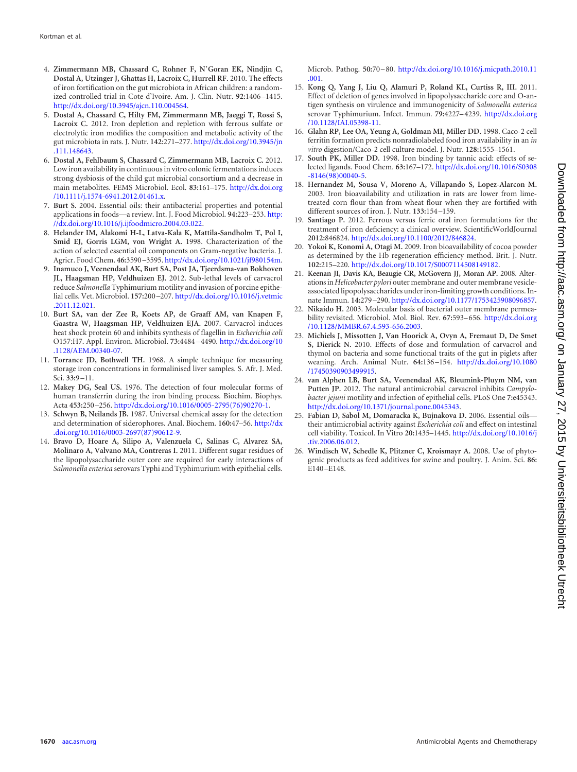4. **Zimmermann MB, Chassard C, Rohner F, N′Goran EK, Nindjin C, Dostal A, Utzinger J, Ghattas H, Lacroix C, Hurrell RF.** 2010. The effects of iron fortification on the gut microbiota in African children: a randomized controlled trial in Cote d'Ivoire. Am. J. Clin. Nutr. **92:**1406–1415. http://dx.doi.org/10.3945/ajcn.110.004564.
5. **Dostal A, Chassard C, Hilty FM, Zimmermann MB, Jaeggi T, Rossi S, Lacroix C.** 2012. Iron depletion and repletion with ferrous sulfate or electrolytic iron modifies the composition and metabolic activity of the gut microbiota in rats. J. Nutr. **142:**271–277. http://dx.doi.org/10.3945/jn.111.148643.
6. **Dostal A, Fehlbaum S, Chassard C, Zimmermann MB, Lacroix C.** 2012. Low iron availability in continuous in vitro colonic fermentations induces strong dysbiosis of the child gut microbial consortium and a decrease in main metabolites. FEMS Microbiol. Ecol. **83:**161–175. http://dx.doi.org/10.1111/j.1574-6941.2012.01461.x.
7. **Burt S.** 2004. Essential oils: their antibacterial properties and potential applications in foods—a review. Int. J. Food Microbiol. **94:**223–253. http://dx.doi.org/10.1016/j.ijfoodmicro.2004.03.022.
8. **Helander IM, Alakomi H-L, Latva-Kala K, Mattila-Sandholm T, Pol I, Smid EJ, Gorris LGM, von Wright A.** 1998. Characterization of the action of selected essential oil components on Gram-negative bacteria. J. Agricr. Food Chem. **46:**3590–3595. http://dx.doi.org/10.1021/jf980154m.
9. **Inamuco J, Veenendaal AK, Burt SA, Post JA, Tjeerdsma-van Bokhoven JL, Haagsman HP, Veldhuizen EJ.** 2012. Sub-lethal levels of carvacrol reduce *Salmonella* Typhimurium motility and invasion of porcine epithelial cells. Vet. Microbiol. **157:**200–207. http://dx.doi.org/10.1016/j.vetmic.2011.12.021.
10. **Burt SA, van der Zee R, Koets AP, de Graaff AM, van Knapen F, Gaastra W, Haagsman HP, Veldhuizen EJA.** 2007. Carvacrol induces heat shock protein 60 and inhibits synthesis of flagellin in *Escherichia coli* O157:H7. Appl. Environ. Microbiol. **73:**4484–4490. http://dx.doi.org/10.1128/AEM.00340-07.
11. **Torrance JD, Bothwell TH.** 1968. A simple technique for measuring storage iron concentrations in formalinised liver samples. S. Afr. J. Med. Sci. **33:**9–11.
12. **Makey DG, Seal US.** 1976. The detection of four molecular forms of human transferrin during the iron binding process. Biochim. Biophys. Acta **453:**250–256. http://dx.doi.org/10.1016/0005-2795(76)90270-1.
13. **Schwyn B, Neilands JB.** 1987. Universal chemical assay for the detection and determination of siderophores. Anal. Biochem. **160:**47–56. http://dx.doi.org/10.1016/0003-2697(87)90612-9.
14. **Bravo D, Hoare A, Silipo A, Valenzuela C, Salinas C, Alvarez SA, Molinaro A, Valvano MA, Contreras I.** 2011. Different sugar residues of the lipopolysaccharide outer core are required for early interactions of *Salmonella enterica* serovars Typhi and Typhimurium with epithelial cells. Microb. Pathog. **50:**70–80. http://dx.doi.org/10.1016/j.micpath.2010.11.001.
15. **Kong Q, Yang J, Liu Q, Alamuri P, Roland KL, Curtiss R, III.** 2011. Effect of deletion of genes involved in lipopolysaccharide core and O-antigen synthesis on virulence and immunogenicity of *Salmonella enterica* serovar Typhimurium. Infect. Immun. **79:**4227–4239. http://dx.doi.org/10.1128/IAI.05398-11.
16. **Glahn RP, Lee OA, Yeung A, Goldman MI, Miller DD.** 1998. Caco-2 cell ferritin formation predicts nonradiolabeled food iron availability in an *in vitro* digestion/Caco-2 cell culture model. J. Nutr. **128:**1555–1561.
17. **South PK, Miller DD.** 1998. Iron binding by tannic acid: effects of selected ligands. Food Chem. **63:**167–172. http://dx.doi.org/10.1016/S0308-8146(98)00040-5.
18. **Hernandez M, Sousa V, Moreno A, Villapando S, Lopez-Alarcon M.** 2003. Iron bioavailability and utilization in rats are lower from lime-treated corn flour than from wheat flour when they are fortified with different sources of iron. J. Nutr. **133:**154–159.
19. **Santiago P.** 2012. Ferrous versus ferric oral iron formulations for the treatment of iron deficiency: a clinical overview. ScientificWorldJournal **2012:**846824. http://dx.doi.org/10.1100/2012/846824.
20. **Yokoi K, Konomi A, Otagi M.** 2009. Iron bioavailability of cocoa powder as determined by the Hb regeneration efficiency method. Brit. J. Nutr. **102:**215–220. http://dx.doi.org/10.1017/S0007114508149182.
21. **Keenan JI, Davis KA, Beaugie CR, McGovern JJ, Moran AP.** 2008. Alterations in *Helicobacter pylori* outer membrane and outer membrane vesicle-associated lipopolysaccharides under iron-limiting growth conditions. Innate Immun. **14:**279–290. http://dx.doi.org/10.1177/1753425908096857.
22. **Nikaido H.** 2003. Molecular basis of bacterial outer membrane permeability revisited. Microbiol. Mol. Biol. Rev. **67:**593–656. http://dx.doi.org/10.1128/MMBR.67.4.593-656.2003.
23. **Michiels J, Missotten J, Van Hoorick A, Ovyn A, Fremaut D, De Smet S, Dierick N.** 2010. Effects of dose and formulation of carvacrol and thymol on bacteria and some functional traits of the gut in piglets after weaning. Arch. Animal Nutr. **64:**136–154. http://dx.doi.org/10.1080/17450390903499915.
24. **van Alphen LB, Burt SA, Veenendaal AK, Bleumink-Pluym NM, van Putten JP.** 2012. The natural antimicrobial carvacrol inhibits *Campylobacter jejuni* motility and infection of epithelial cells. PLoS One **7:**e45343. http://dx.doi.org/10.1371/journal.pone.0045343.
25. **Fabian D, Sabol M, Domaracka K, Bujnakova D.** 2006. Essential oils—their antimicrobial activity against *Escherichia coli* and effect on intestinal cell viability. Toxicol. In Vitro **20:**1435–1445. http://dx.doi.org/10.1016/j.tiv.2006.06.012.
26. **Windisch W, Schedle K, Plitzner C, Kroismayr A.** 2008. Use of phytogenic products as feed additives for swine and poultry. J. Anim. Sci. **86:**E140–E148.